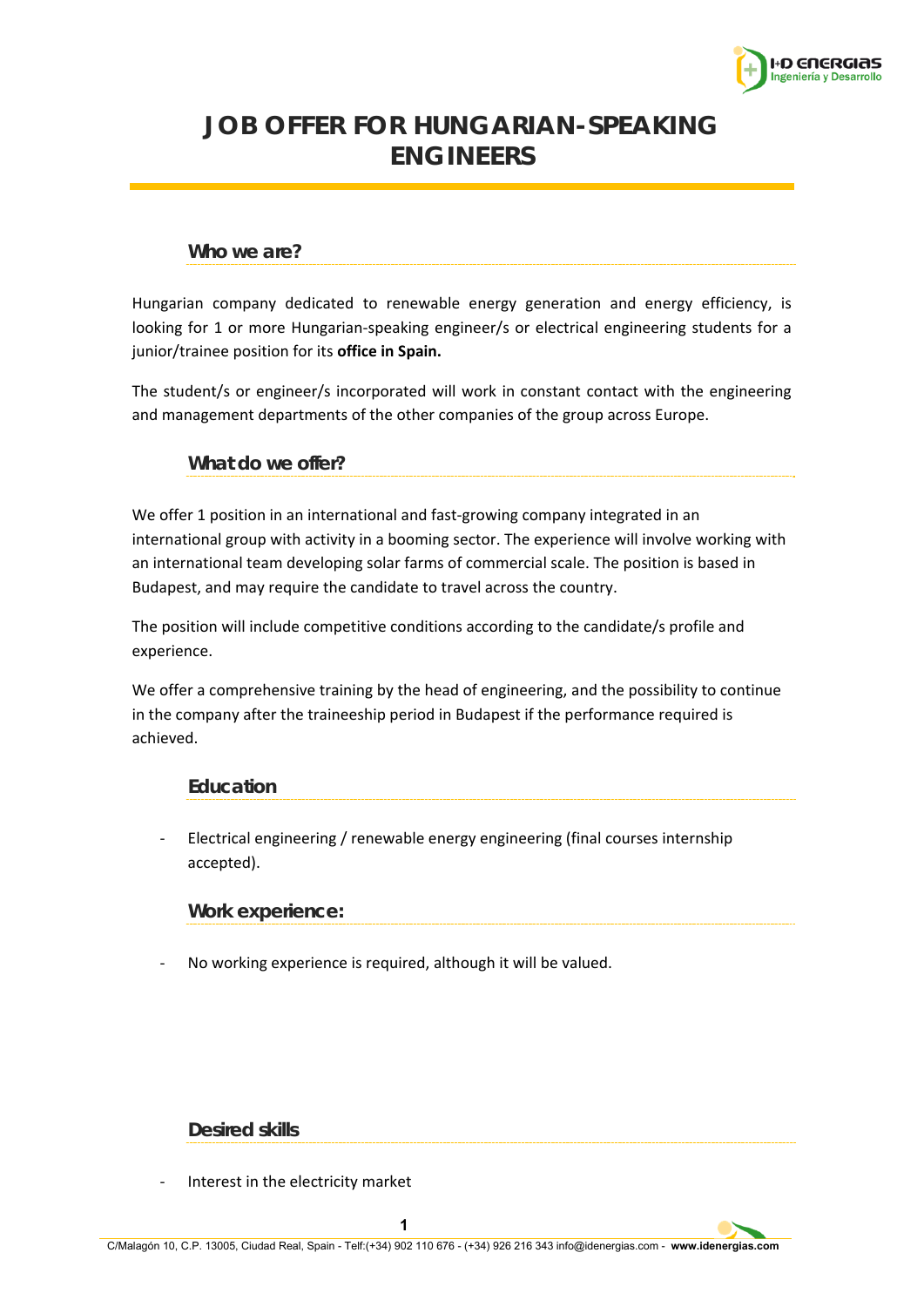# JOB OFFER FOR HUNGARIAN-SPEAKING ENGINEERS

## Who we are?

Hungarian company dedicated to renewable energy generation and energy efficiency, is looking for 1 or more Hungarian-speaking engineer/s or electrical engineering students for a junior/trainee position for its **office in Spain.**

The student/s or engineer/s incorporated will work in constant contact with the engineering and management departments of the other companies of the group across Europe.

## What do we offer?

We offer 1 position in an international and fast-growing company integrated in an international group with activity in a booming sector. The experience will involve working with an international team developing solar farms of commercial scale. The position is based in Budapest, and may require the candidate to travel across the country.

The position will include competitive conditions according to the candidate/s profile and experience.

We offer a comprehensive training by the head of engineering, and the possibility to continue in the company after the traineeship period in Budapest if the performance required is achieved.

## Education

- Electrical engineering / renewable energy engineering (final courses internship accepted).

## Work experience:

- No working experience is required, although it will be valued.

## Desired skills

- Interest in the electricity market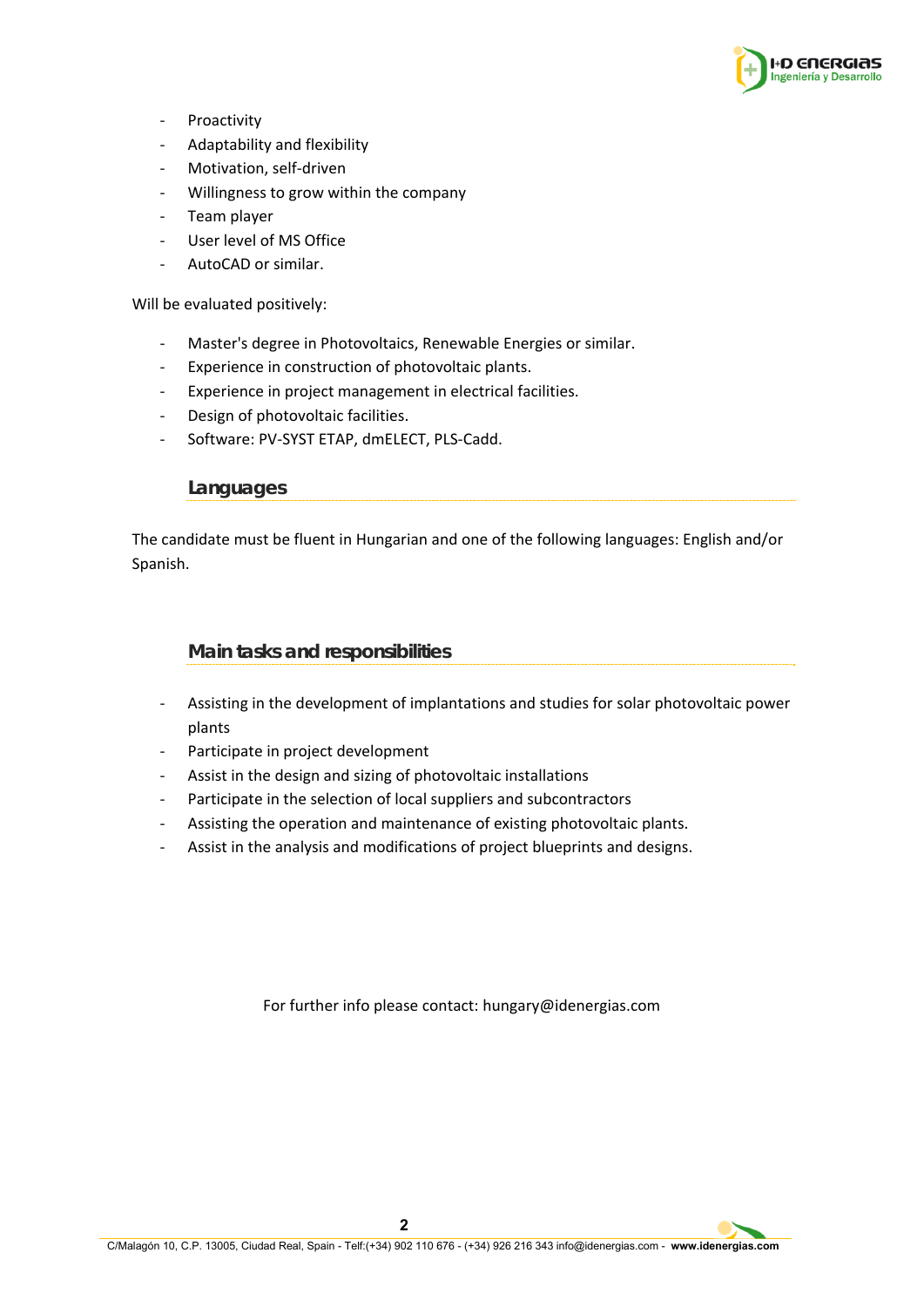- Proactivity
- Adaptability and flexibility
- Motivation, self-driven
- Willingness to grow within the company
- Team player
- User level of MS Office
- AutoCAD or similar.

Will be evaluated positively:

- Master's degree in Photovoltaics, Renewable Energies or similar.
- Experience in construction of photovoltaic plants.
- Experience in project management in electrical facilities.
- Design of photovoltaic facilities.
- Software: PV-SYST ETAP, dmELECT, PLS-Cadd.

## Languages

The candidate must be fluent in Hungarian and one of the following languages: English and/or Spanish.

## Main tasks and responsibilities

- Assisting in the development of implantations and studies for solar photovoltaic power plants
- Participate in project development
- Assist in the design and sizing of photovoltaic installations
- Participate in the selection of local suppliers and subcontractors
- Assisting the operation and maintenance of existing photovoltaic plants.
- Assist in the analysis and modifications of project blueprints and designs.

For further info please contact: hungary@idenergias.com